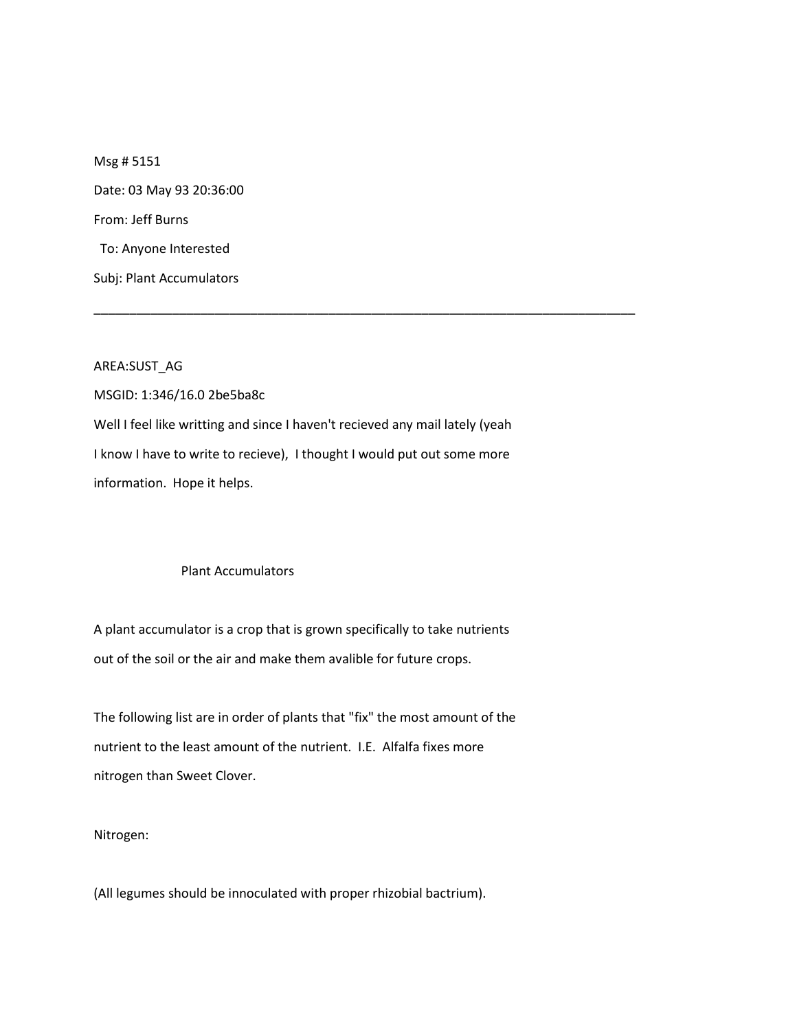Msg # 5151

Date: 03 May 93 20:36:00

From: Jeff Burns

To: Anyone Interested

Subj: Plant Accumulators

---

AREA:SUST_AG

MSGID: 1:346/16.0 2be5ba8c

Well I feel like writting and since I haven't recieved any mail lately (yeah I know I have to write to recieve), I thought I would put out some more information. Hope it helps.

## Plant Accumulators

A plant accumulator is a crop that is grown specifically to take nutrients out of the soil or the air and make them avalible for future crops.

The following list are in order of plants that "fix" the most amount of the nutrient to the least amount of the nutrient. I.E. Alfalfa fixes more nitrogen than Sweet Clover.

Nitrogen:

(All legumes should be innoculated with proper rhizobial bactrium).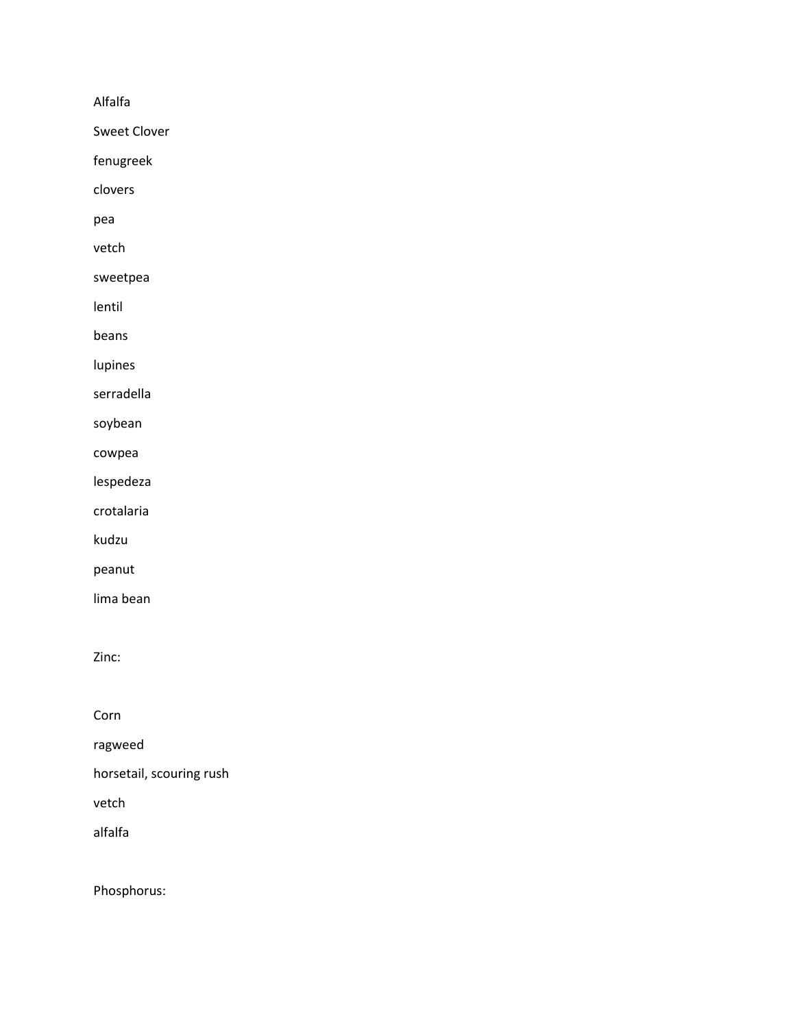Alfalfa

Sweet Clover

fenugreek

clovers

pea

vetch

sweetpea

lentil

beans

lupines

serradella

soybean

cowpea

lespedeza

crotalaria

kudzu

peanut

lima bean

Zinc:

Corn

ragweed

horsetail, scouring rush

vetch

alfalfa

Phosphorus: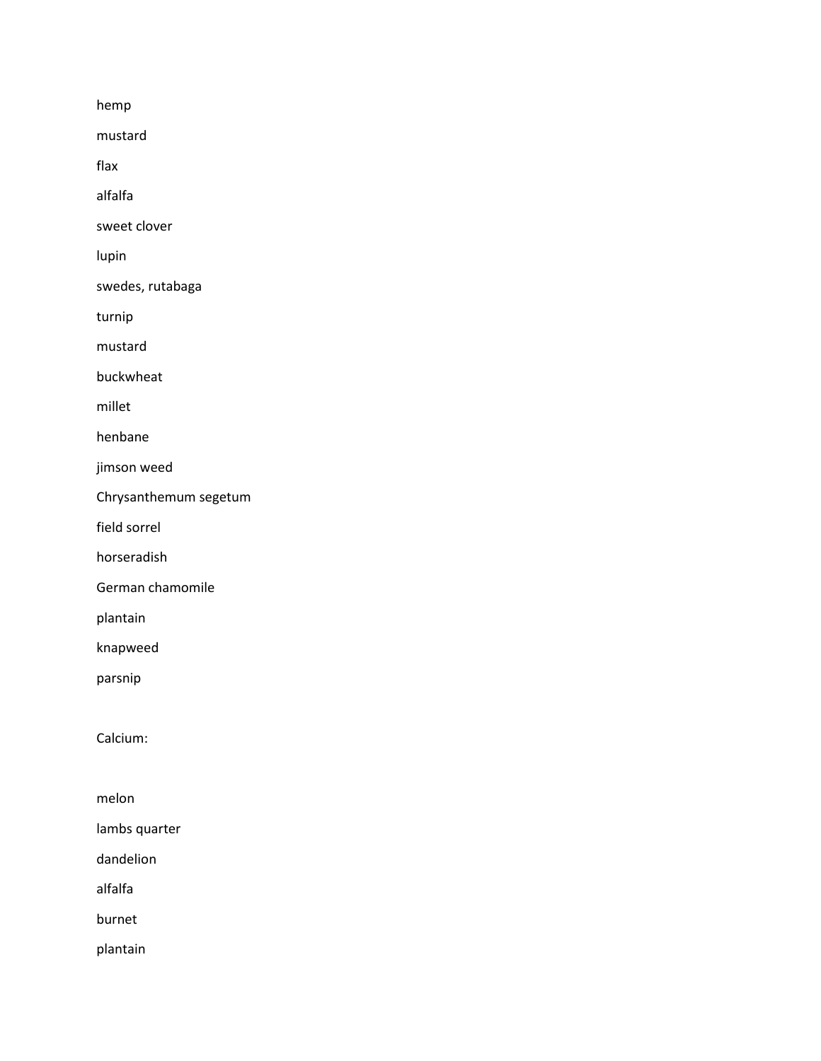hemp

mustard

flax

alfalfa

sweet clover

lupin

swedes, rutabaga

turnip

mustard

buckwheat

millet

henbane

jimson weed

Chrysanthemum segetum

field sorrel

horseradish

German chamomile

plantain

knapweed

parsnip

Calcium:

melon

lambs quarter

dandelion

alfalfa

burnet

plantain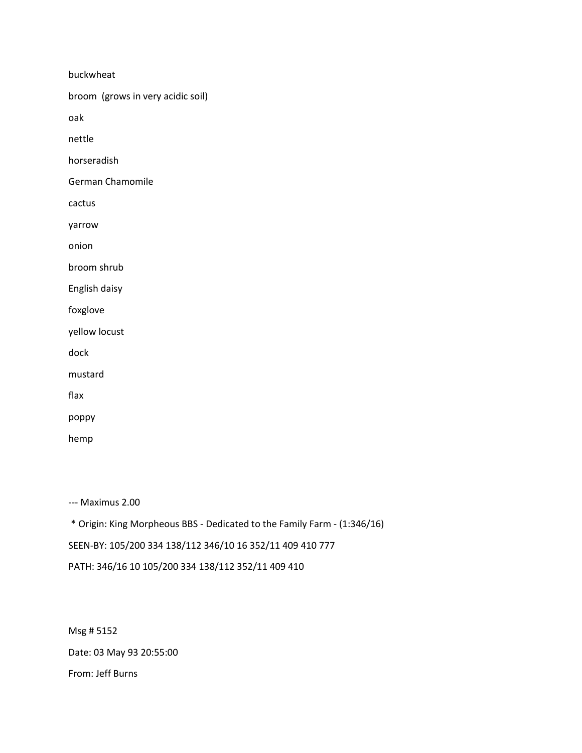buckwheat

broom  (grows in very acidic soil)

oak

nettle

horseradish

German Chamomile

cactus

yarrow

onion

broom shrub

English daisy

foxglove

yellow locust

dock

mustard

flax

poppy

hemp

--- Maximus 2.00

 * Origin: King Morpheous BBS - Dedicated to the Family Farm - (1:346/16)

SEEN-BY: 105/200 334 138/112 346/10 16 352/11 409 410 777

PATH: 346/16 10 105/200 334 138/112 352/11 409 410

Msg # 5152

Date: 03 May 93 20:55:00

From: Jeff Burns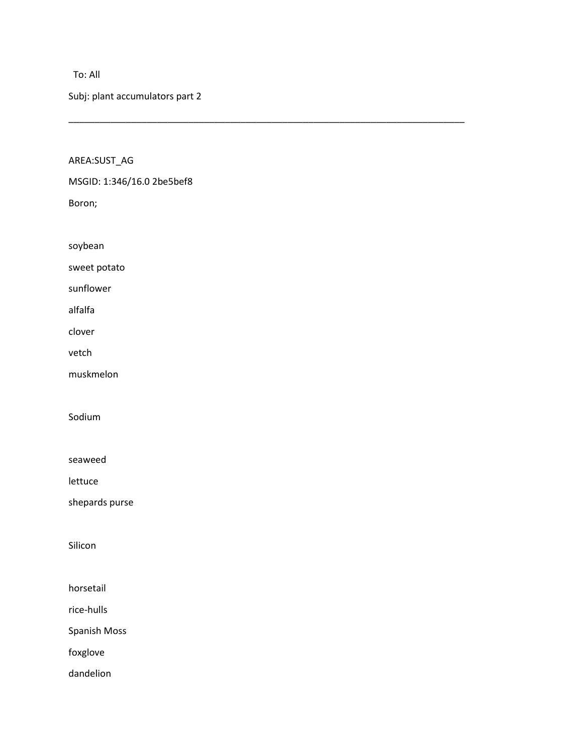To: All

Subj: plant accumulators part 2

---

AREA:SUST_AG

MSGID: 1:346/16.0 2be5bef8

Boron;

soybean

sweet potato

sunflower

alfalfa

clover

vetch

muskmelon

Sodium

seaweed

lettuce

shepards purse

Silicon

horsetail

rice-hulls

Spanish Moss

foxglove

dandelion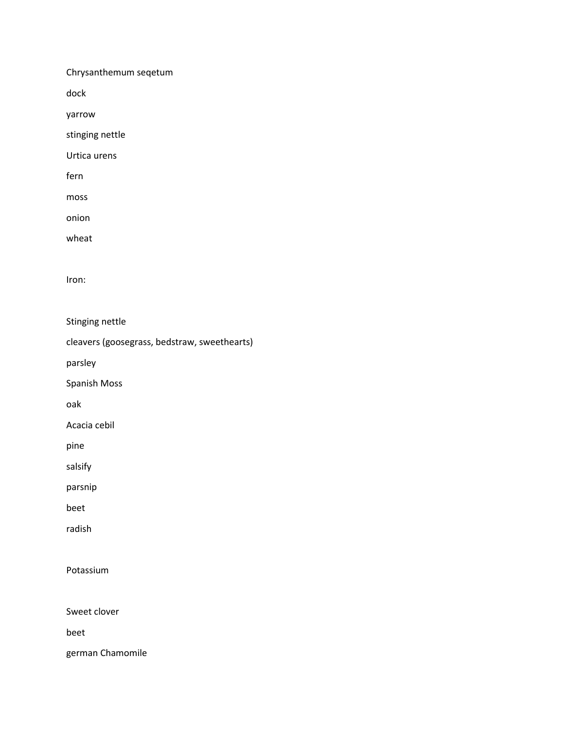Chrysanthemum seqetum

dock

yarrow

stinging nettle

Urtica urens

fern

moss

onion

wheat

Iron:

Stinging nettle

cleavers (goosegrass, bedstraw, sweethearts)

parsley

Spanish Moss

oak

Acacia cebil

pine

salsify

parsnip

beet

radish

Potassium

Sweet clover

beet

german Chamomile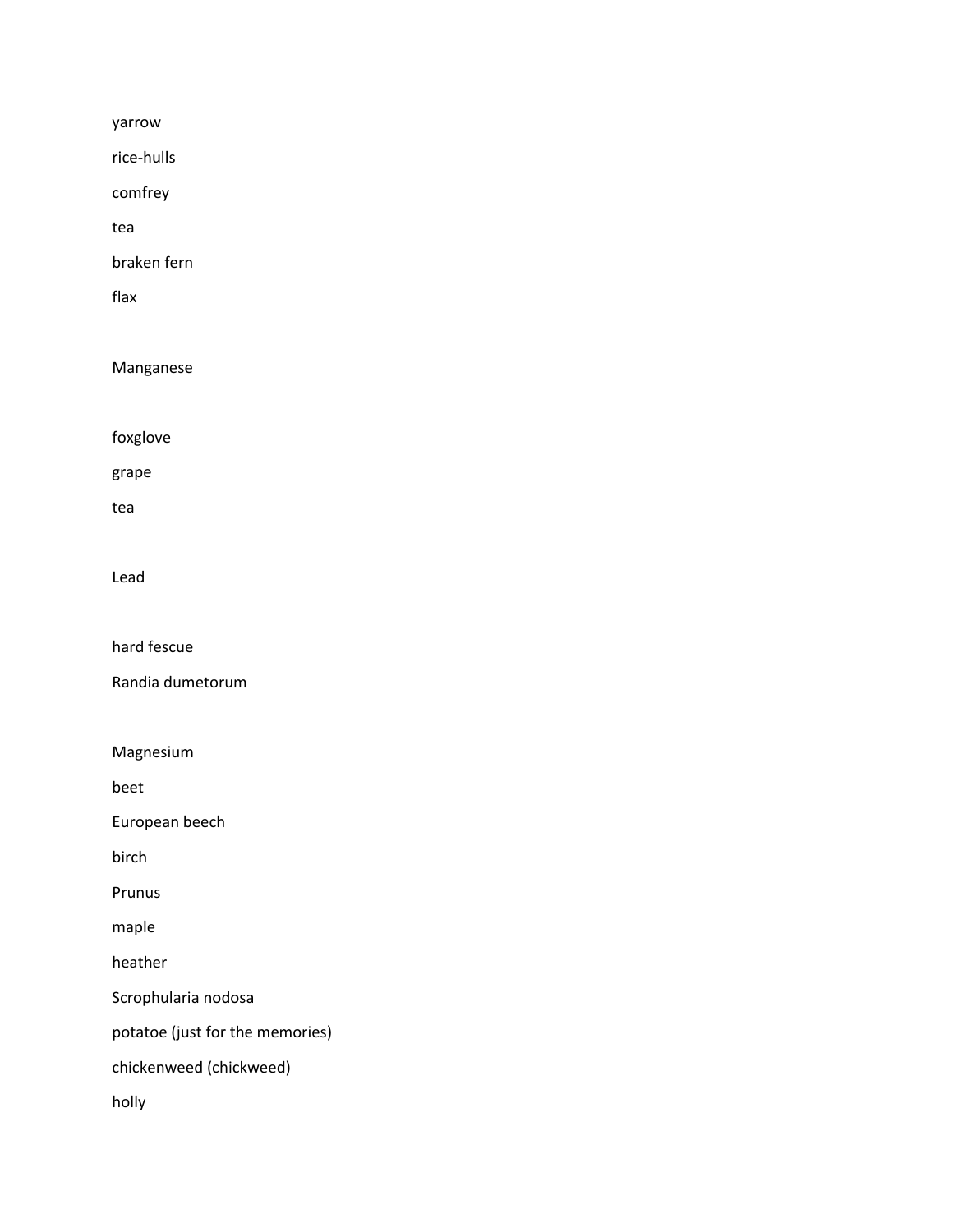yarrow

rice-hulls

comfrey

tea

braken fern

flax

Manganese

foxglove

grape

tea

Lead

hard fescue

Randia dumetorum

Magnesium

beet

European beech

birch

Prunus

maple

heather

Scrophularia nodosa

potatoe (just for the memories)

chickenweed (chickweed)

holly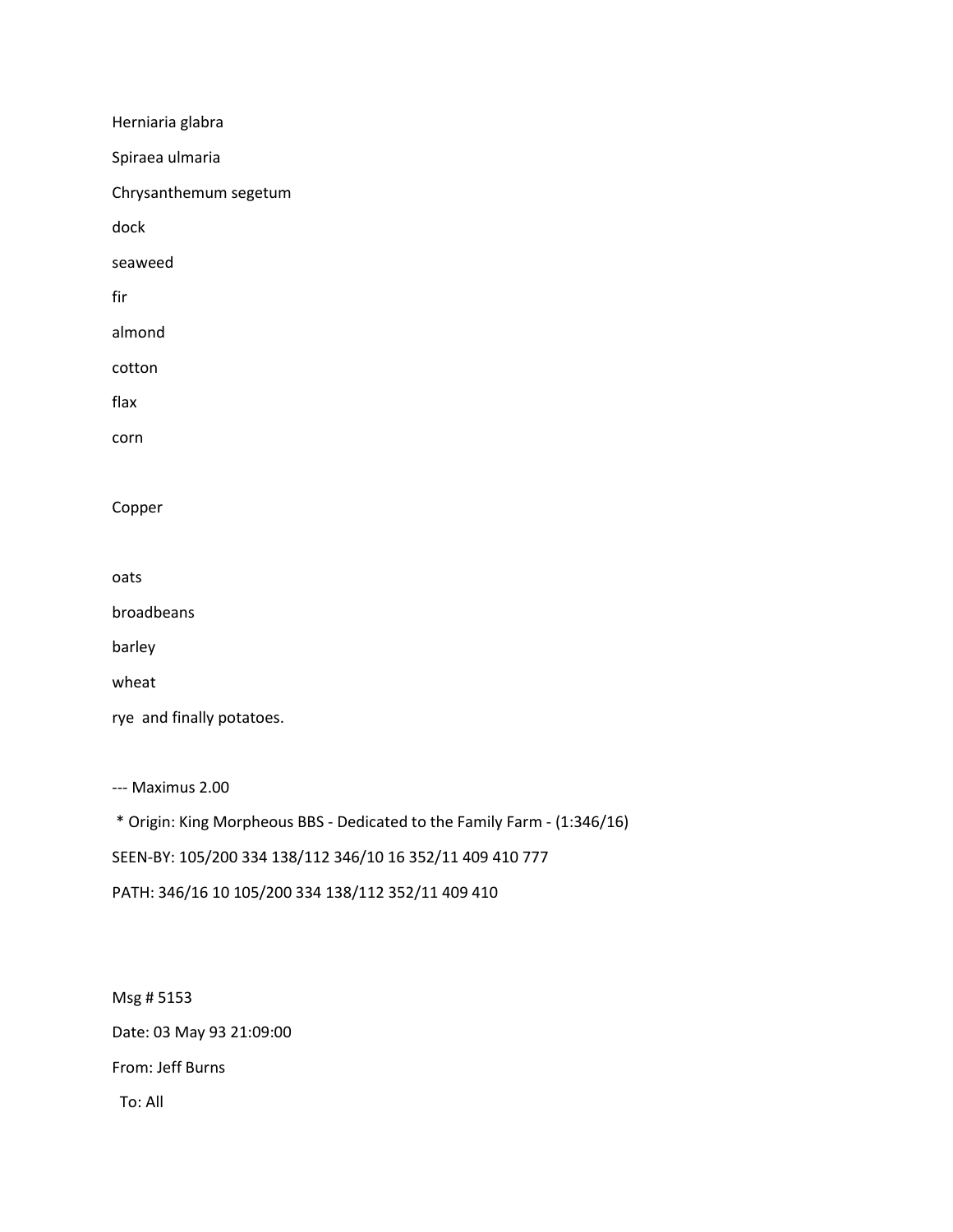Herniaria glabra

Spiraea ulmaria

Chrysanthemum segetum

dock

seaweed

fir

almond

cotton

flax

corn

Copper

oats

broadbeans

barley

wheat

rye  and finally potatoes.

--- Maximus 2.00

 * Origin: King Morpheous BBS - Dedicated to the Family Farm - (1:346/16)

SEEN-BY: 105/200 334 138/112 346/10 16 352/11 409 410 777

PATH: 346/16 10 105/200 334 138/112 352/11 409 410

Msg # 5153

Date: 03 May 93 21:09:00

From: Jeff Burns

  To: All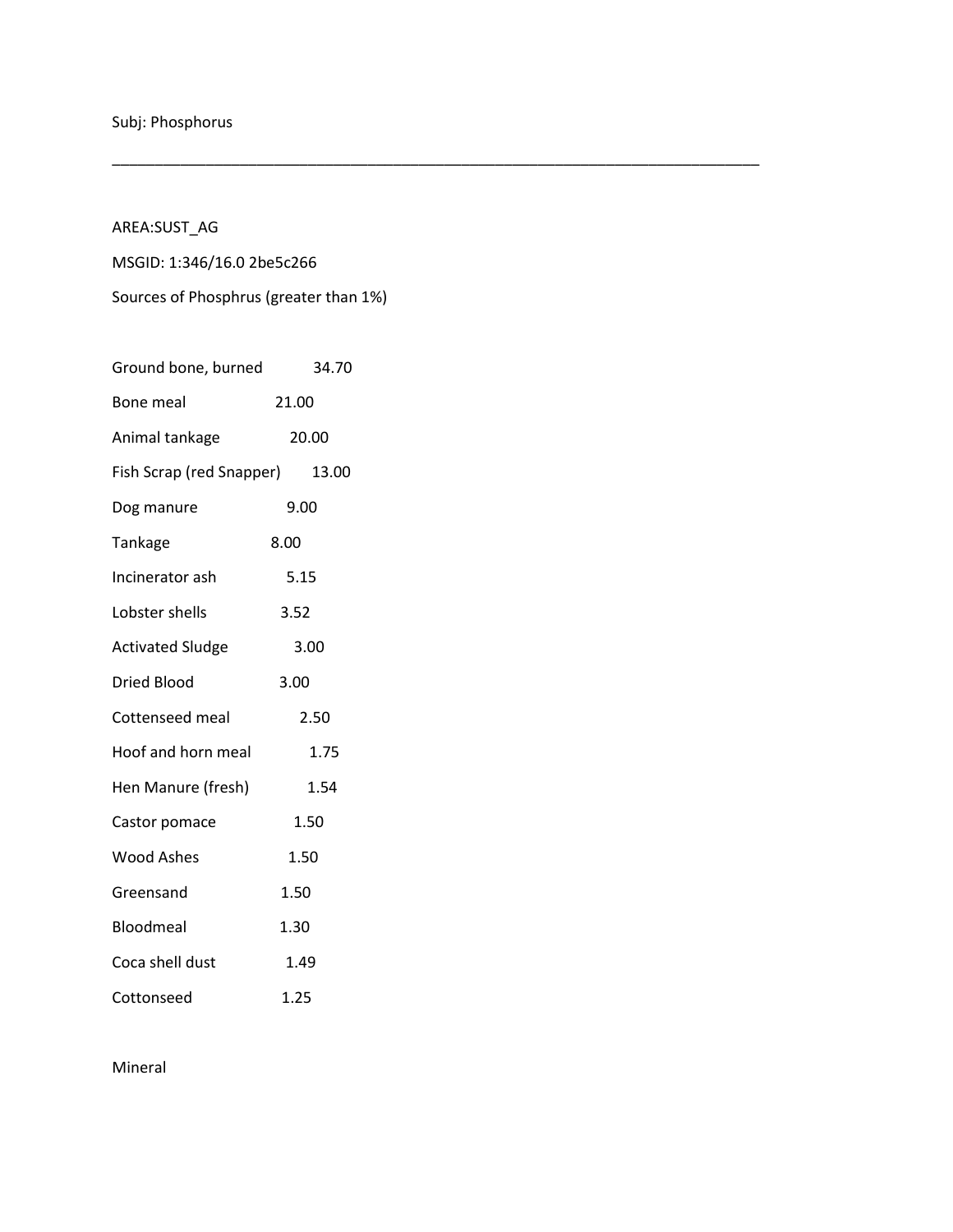Subj: Phosphorus

---

AREA:SUST_AG

MSGID: 1:346/16.0 2be5c266

Sources of Phosphrus (greater than 1%)

| | |
|---|---|
| Ground bone, burned | 34.70 |
| Bone meal | 21.00 |
| Animal tankage | 20.00 |
| Fish Scrap (red Snapper) | 13.00 |
| Dog manure | 9.00 |
| Tankage | 8.00 |
| Incinerator ash | 5.15 |
| Lobster shells | 3.52 |
| Activated Sludge | 3.00 |
| Dried Blood | 3.00 |
| Cottenseed meal | 2.50 |
| Hoof and horn meal | 1.75 |
| Hen Manure (fresh) | 1.54 |
| Castor pomace | 1.50 |
| Wood Ashes | 1.50 |
| Greensand | 1.50 |
| Bloodmeal | 1.30 |
| Coca shell dust | 1.49 |
| Cottonseed | 1.25 |

Mineral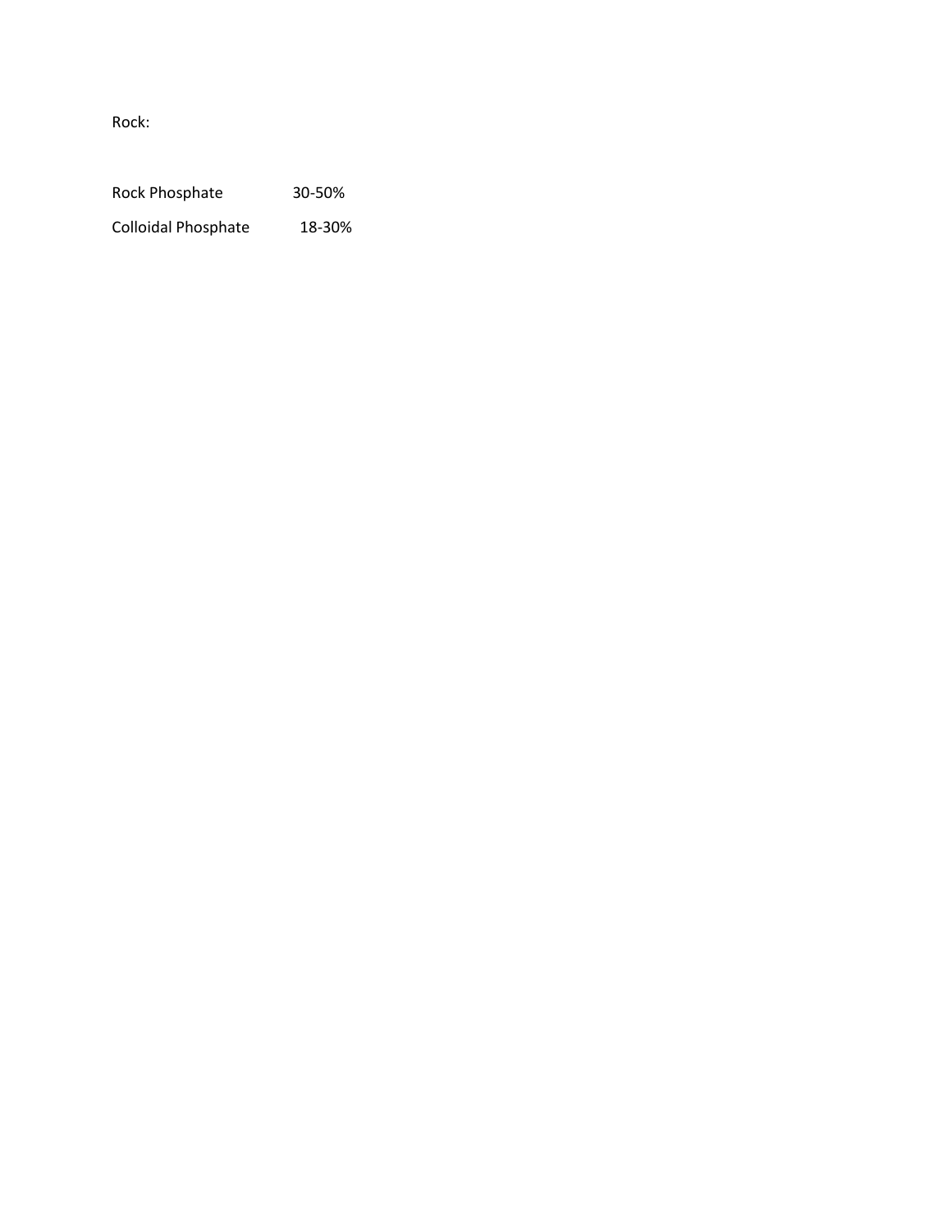Rock:

| | |
|---|---|
| Rock Phosphate | 30-50% |
| Colloidal Phosphate | 18-30% |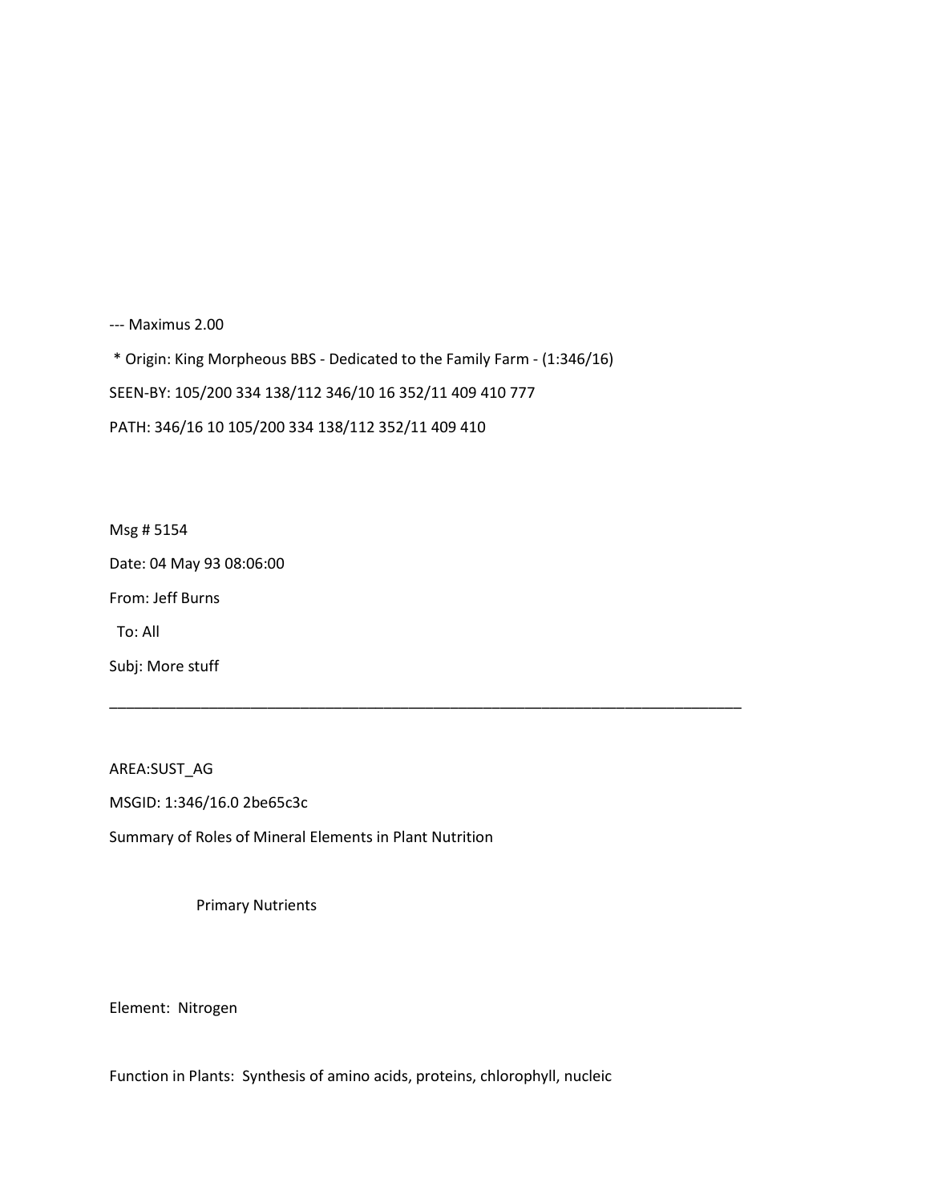--- Maximus 2.00

 * Origin: King Morpheous BBS - Dedicated to the Family Farm - (1:346/16)

SEEN-BY: 105/200 334 138/112 346/10 16 352/11 409 410 777

PATH: 346/16 10 105/200 334 138/112 352/11 409 410

Msg # 5154

Date: 04 May 93 08:06:00

From: Jeff Burns

  To: All

Subj: More stuff

---

AREA:SUST_AG

MSGID: 1:346/16.0 2be65c3c

Summary of Roles of Mineral Elements in Plant Nutrition

Primary Nutrients

Element:  Nitrogen

Function in Plants:  Synthesis of amino acids, proteins, chlorophyll, nucleic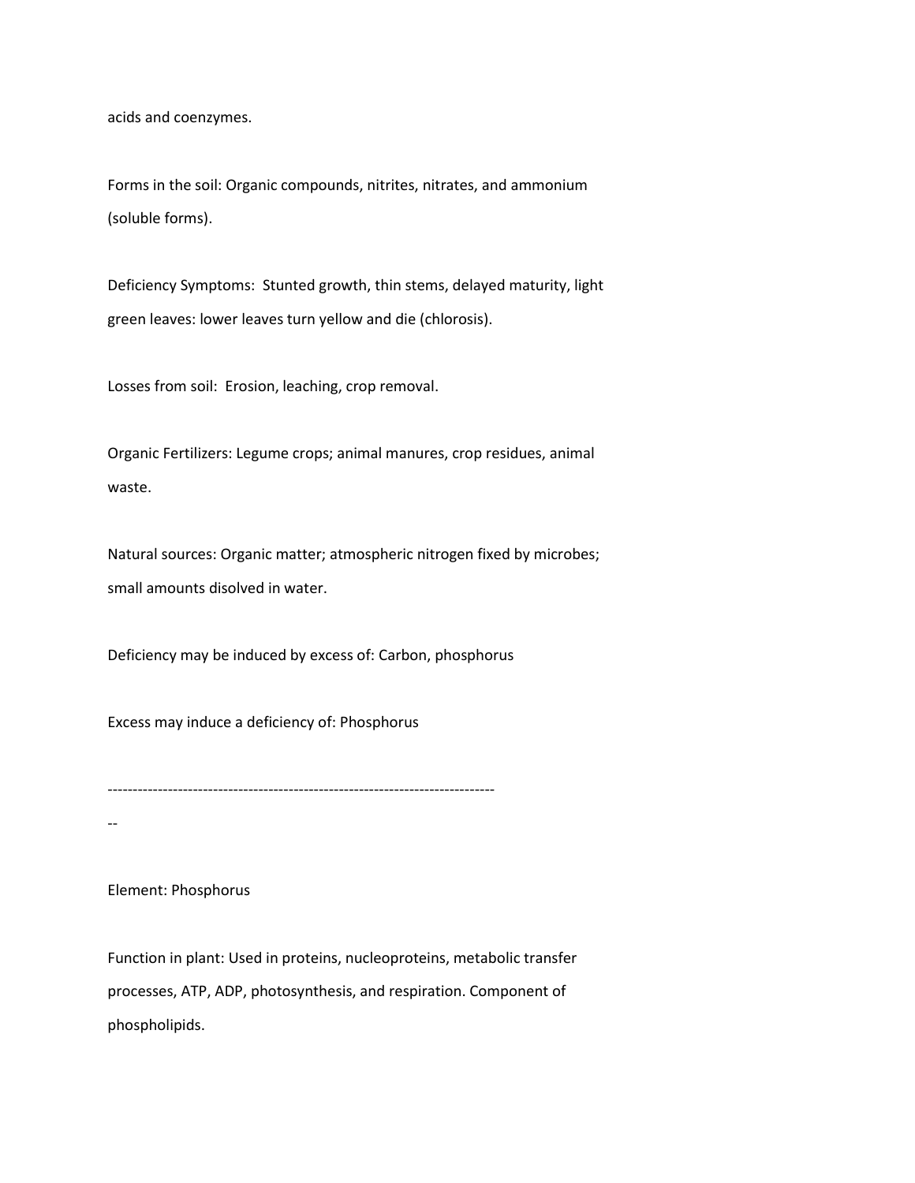acids and coenzymes.

Forms in the soil: Organic compounds, nitrites, nitrates, and ammonium (soluble forms).

Deficiency Symptoms: Stunted growth, thin stems, delayed maturity, light green leaves: lower leaves turn yellow and die (chlorosis).

Losses from soil: Erosion, leaching, crop removal.

Organic Fertilizers: Legume crops; animal manures, crop residues, animal waste.

Natural sources: Organic matter; atmospheric nitrogen fixed by microbes; small amounts disolved in water.

Deficiency may be induced by excess of: Carbon, phosphorus

Excess may induce a deficiency of: Phosphorus

------------------------------------------------------------------------------
--

Element: Phosphorus

Function in plant: Used in proteins, nucleoproteins, metabolic transfer processes, ATP, ADP, photosynthesis, and respiration. Component of phospholipids.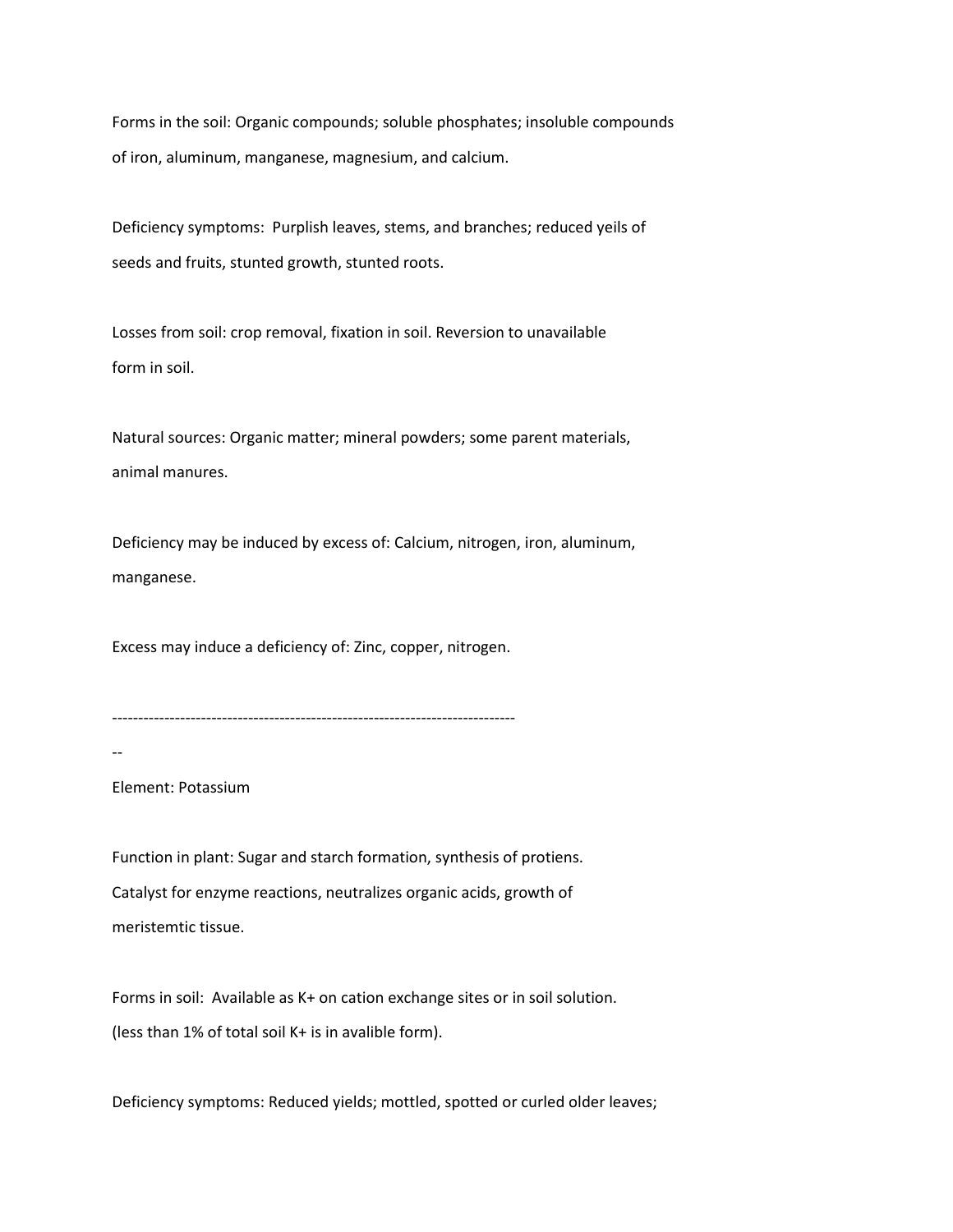Forms in the soil: Organic compounds; soluble phosphates; insoluble compounds of iron, aluminum, manganese, magnesium, and calcium.

Deficiency symptoms: Purplish leaves, stems, and branches; reduced yeils of seeds and fruits, stunted growth, stunted roots.

Losses from soil: crop removal, fixation in soil. Reversion to unavailable form in soil.

Natural sources: Organic matter; mineral powders; some parent materials, animal manures.

Deficiency may be induced by excess of: Calcium, nitrogen, iron, aluminum, manganese.

Excess may induce a deficiency of: Zinc, copper, nitrogen.

----------------------------------------------------------------------------

--

Element: Potassium

Function in plant: Sugar and starch formation, synthesis of protiens. Catalyst for enzyme reactions, neutralizes organic acids, growth of meristemtic tissue.

Forms in soil: Available as $K^+$ on cation exchange sites or in soil solution. (less than 1% of total soil $K^+$ is in avalible form).

Deficiency symptoms: Reduced yields; mottled, spotted or curled older leaves;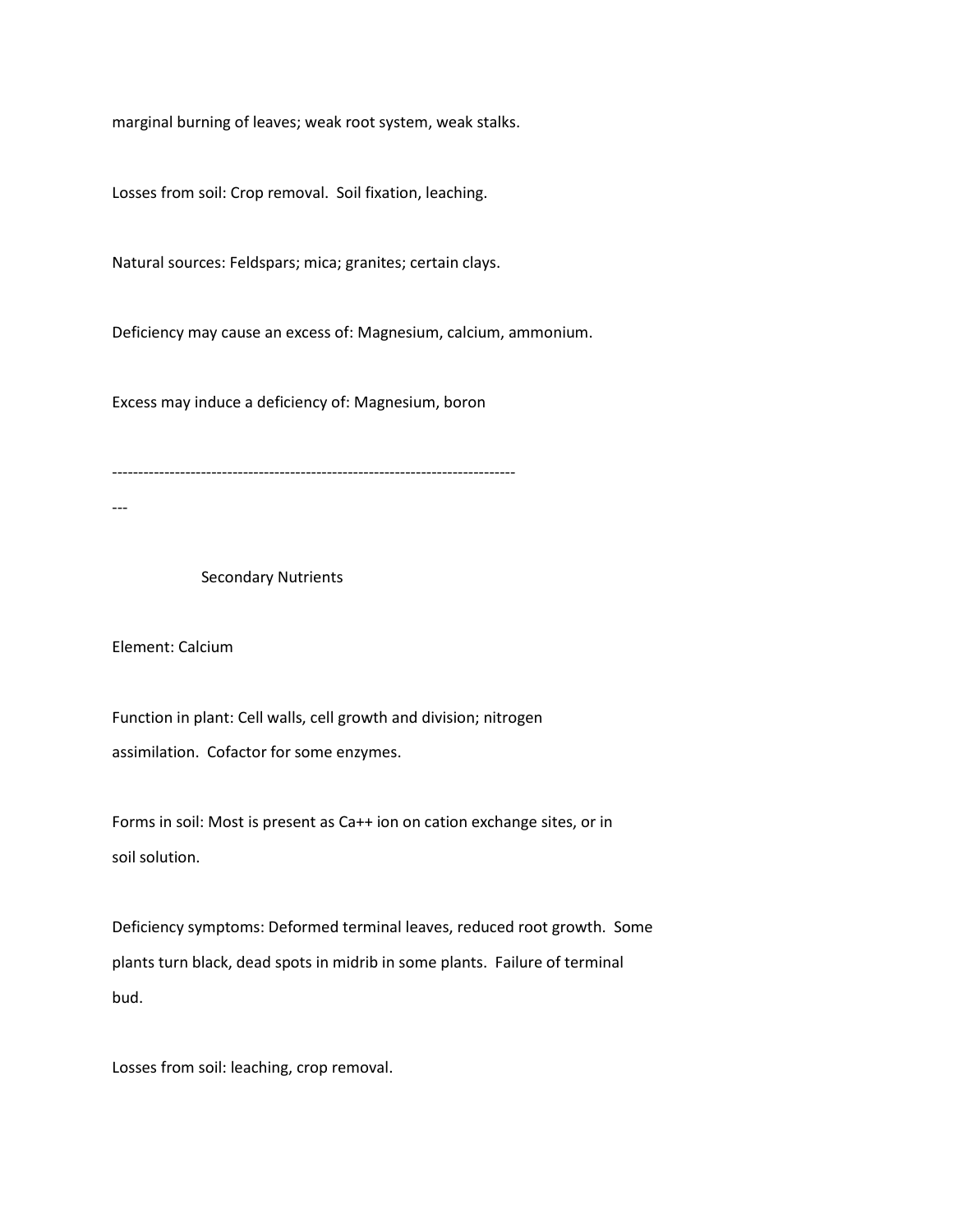marginal burning of leaves; weak root system, weak stalks.

Losses from soil: Crop removal. Soil fixation, leaching.

Natural sources: Feldspars; mica; granites; certain clays.

Deficiency may cause an excess of: Magnesium, calcium, ammonium.

Excess may induce a deficiency of: Magnesium, boron

-----------------------------------------------------------------------------

---

## Secondary Nutrients

Element: Calcium

Function in plant: Cell walls, cell growth and division; nitrogen assimilation. Cofactor for some enzymes.

Forms in soil: Most is present as Ca++ ion on cation exchange sites, or in soil solution.

Deficiency symptoms: Deformed terminal leaves, reduced root growth. Some plants turn black, dead spots in midrib in some plants. Failure of terminal bud.

Losses from soil: leaching, crop removal.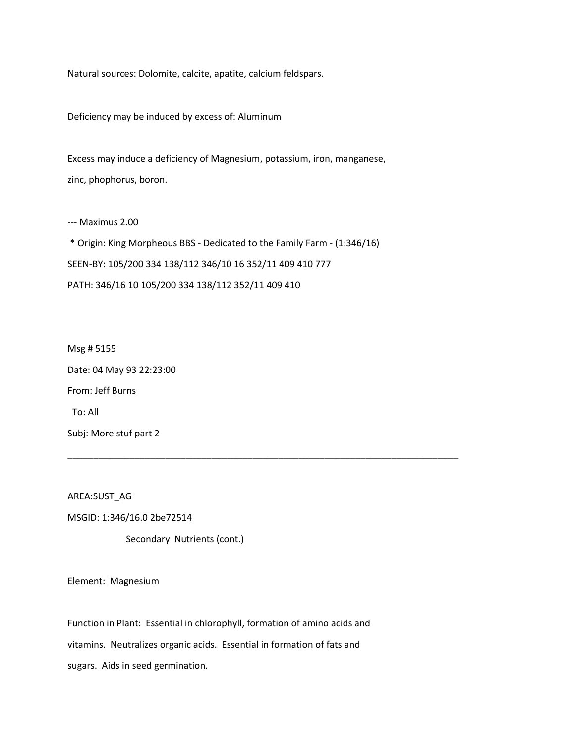Natural sources: Dolomite, calcite, apatite, calcium feldspars.

Deficiency may be induced by excess of: Aluminum

Excess may induce a deficiency of Magnesium, potassium, iron, manganese, zinc, phophorus, boron.

--- Maximus 2.00

 * Origin: King Morpheous BBS - Dedicated to the Family Farm - (1:346/16)

SEEN-BY: 105/200 334 138/112 346/10 16 352/11 409 410 777

PATH: 346/16 10 105/200 334 138/112 352/11 409 410

Msg # 5155

Date: 04 May 93 22:23:00

From: Jeff Burns

 To: All

Subj: More stuf part 2

---

AREA:SUST_AG

MSGID: 1:346/16.0 2be72514

Secondary Nutrients (cont.)

Element: Magnesium

Function in Plant: Essential in chlorophyll, formation of amino acids and vitamins. Neutralizes organic acids. Essential in formation of fats and sugars. Aids in seed germination.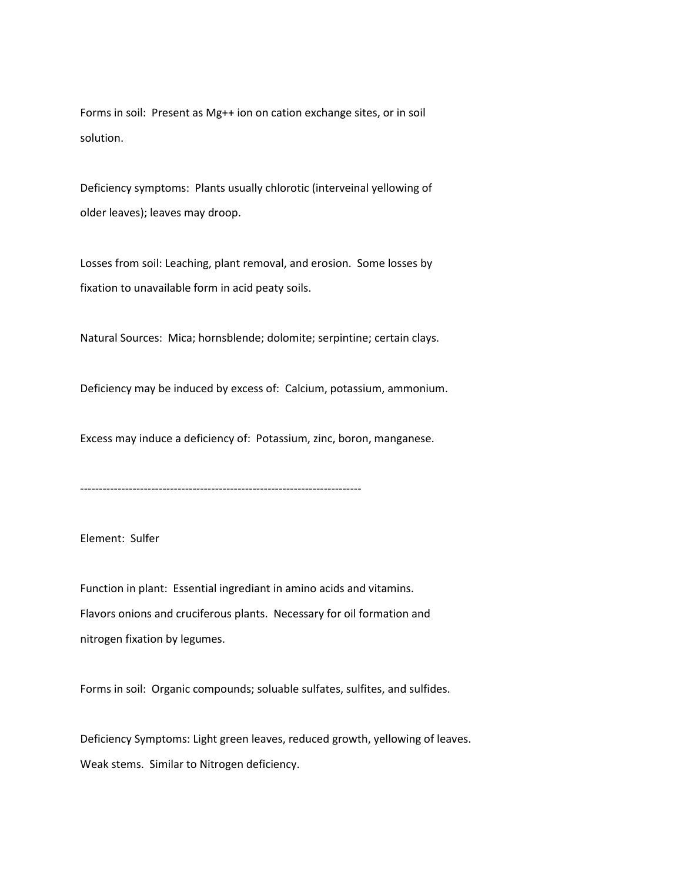Forms in soil: Present as $Mg^{++}$ ion on cation exchange sites, or in soil solution.

Deficiency symptoms: Plants usually chlorotic (interveinal yellowing of older leaves); leaves may droop.

Losses from soil: Leaching, plant removal, and erosion. Some losses by fixation to unavailable form in acid peaty soils.

Natural Sources: Mica; hornsblende; dolomite; serpintine; certain clays.

Deficiency may be induced by excess of: Calcium, potassium, ammonium.

Excess may induce a deficiency of: Potassium, zinc, boron, manganese.

---------------------------------------------------------------------------

Element: Sulfer

Function in plant: Essential ingrediant in amino acids and vitamins. Flavors onions and cruciferous plants. Necessary for oil formation and nitrogen fixation by legumes.

Forms in soil: Organic compounds; soluable sulfates, sulfites, and sulfides.

Deficiency Symptoms: Light green leaves, reduced growth, yellowing of leaves. Weak stems. Similar to Nitrogen deficiency.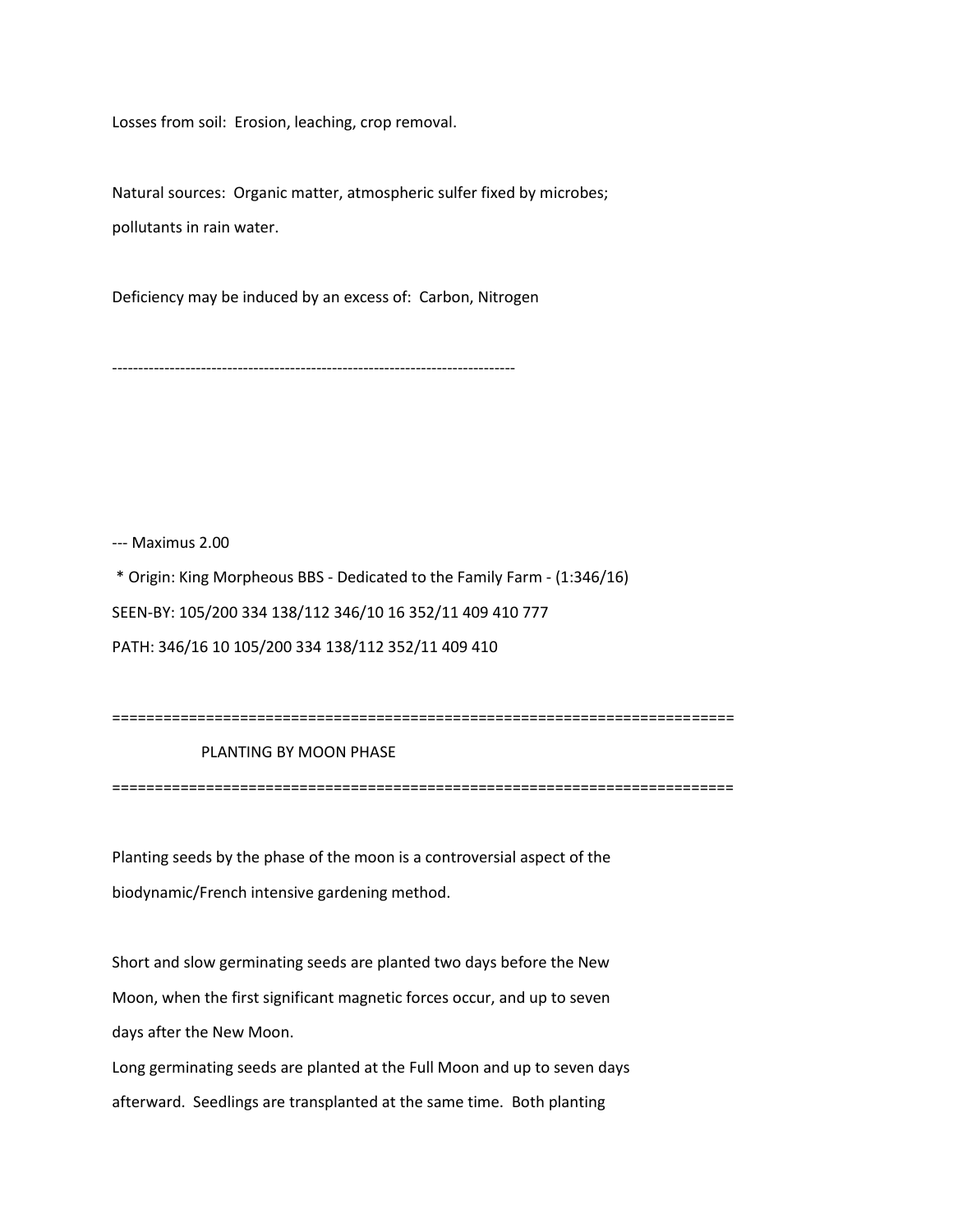Losses from soil:  Erosion, leaching, crop removal.

Natural sources:  Organic matter, atmospheric sulfer fixed by microbes;
pollutants in rain water.

Deficiency may be induced by an excess of:  Carbon, Nitrogen

-----------------------------------------------------------------------------

--- Maximus 2.00

* Origin: King Morpheous BBS - Dedicated to the Family Farm - (1:346/16)

SEEN-BY: 105/200 334 138/112 346/10 16 352/11 409 410 777

PATH: 346/16 10 105/200 334 138/112 352/11 409 410

========================================================================

## PLANTING BY MOON PHASE

========================================================================

Planting seeds by the phase of the moon is a controversial aspect of the
biodynamic/French intensive gardening method.

Short and slow germinating seeds are planted two days before the New
Moon, when the first significant magnetic forces occur, and up to seven
days after the New Moon.
Long germinating seeds are planted at the Full Moon and up to seven days
afterward.  Seedlings are transplanted at the same time.  Both planting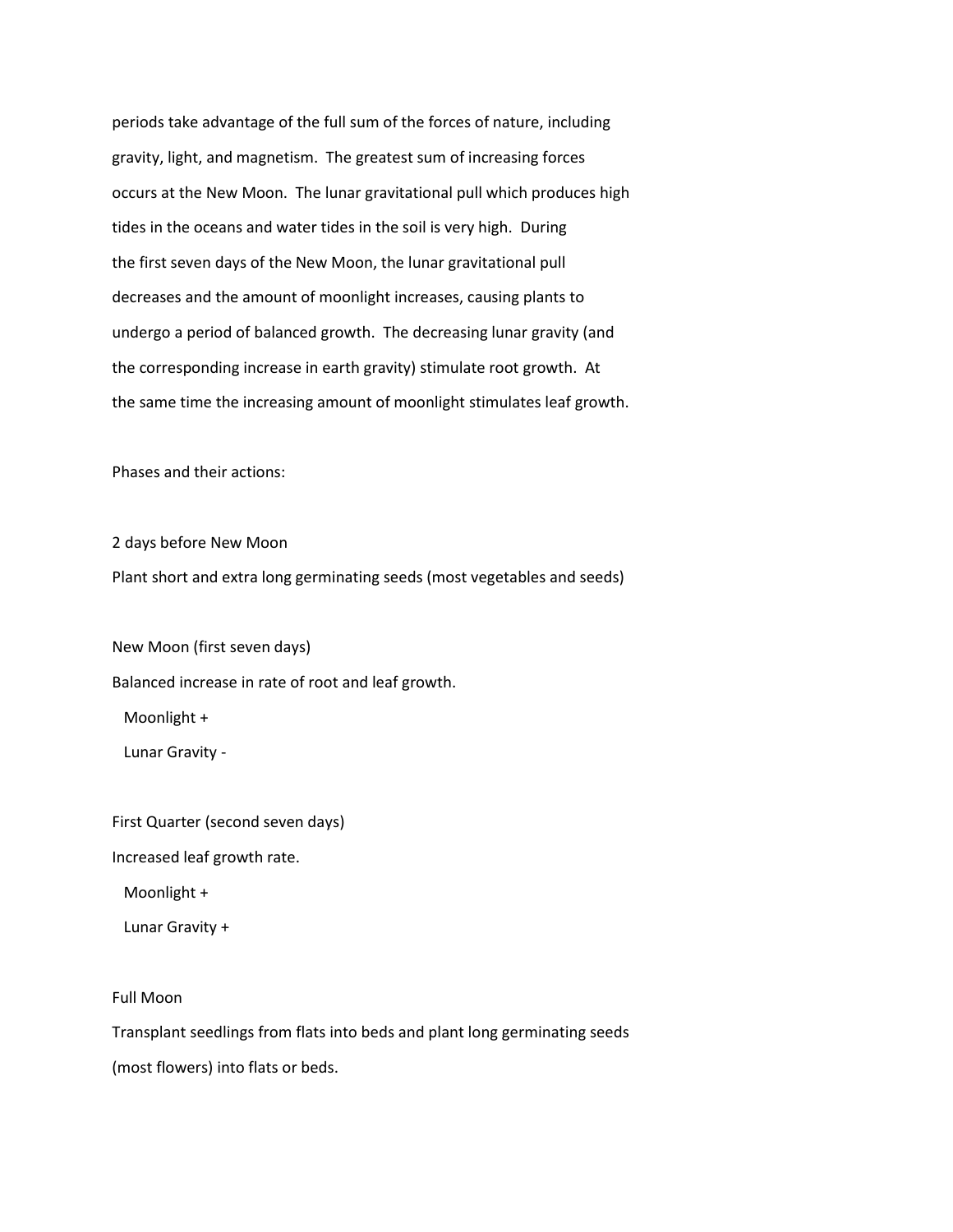periods take advantage of the full sum of the forces of nature, including gravity, light, and magnetism. The greatest sum of increasing forces occurs at the New Moon. The lunar gravitational pull which produces high tides in the oceans and water tides in the soil is very high. During the first seven days of the New Moon, the lunar gravitational pull decreases and the amount of moonlight increases, causing plants to undergo a period of balanced growth. The decreasing lunar gravity (and the corresponding increase in earth gravity) stimulate root growth. At the same time the increasing amount of moonlight stimulates leaf growth.

Phases and their actions:

2 days before New Moon
Plant short and extra long germinating seeds (most vegetables and seeds)

New Moon (first seven days)
Balanced increase in rate of root and leaf growth.

  Moonlight +
  Lunar Gravity -

First Quarter (second seven days)
Increased leaf growth rate.

  Moonlight +
  Lunar Gravity +

Full Moon
Transplant seedlings from flats into beds and plant long germinating seeds (most flowers) into flats or beds.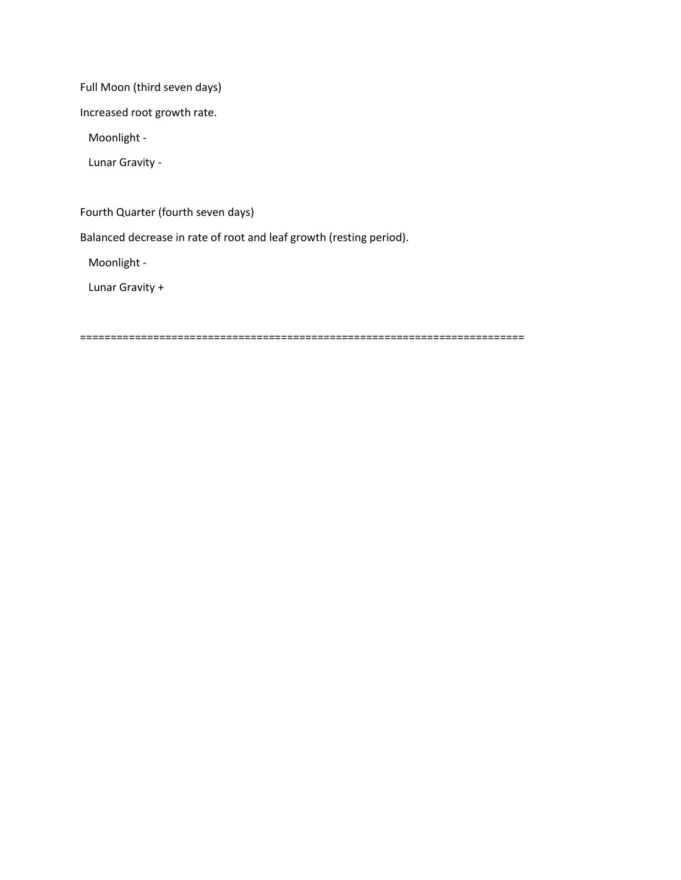Full Moon (third seven days)

Increased root growth rate.

Moonlight -

Lunar Gravity -

Fourth Quarter (fourth seven days)

Balanced decrease in rate of root and leaf growth (resting period).

Moonlight -

Lunar Gravity +

========================================================================